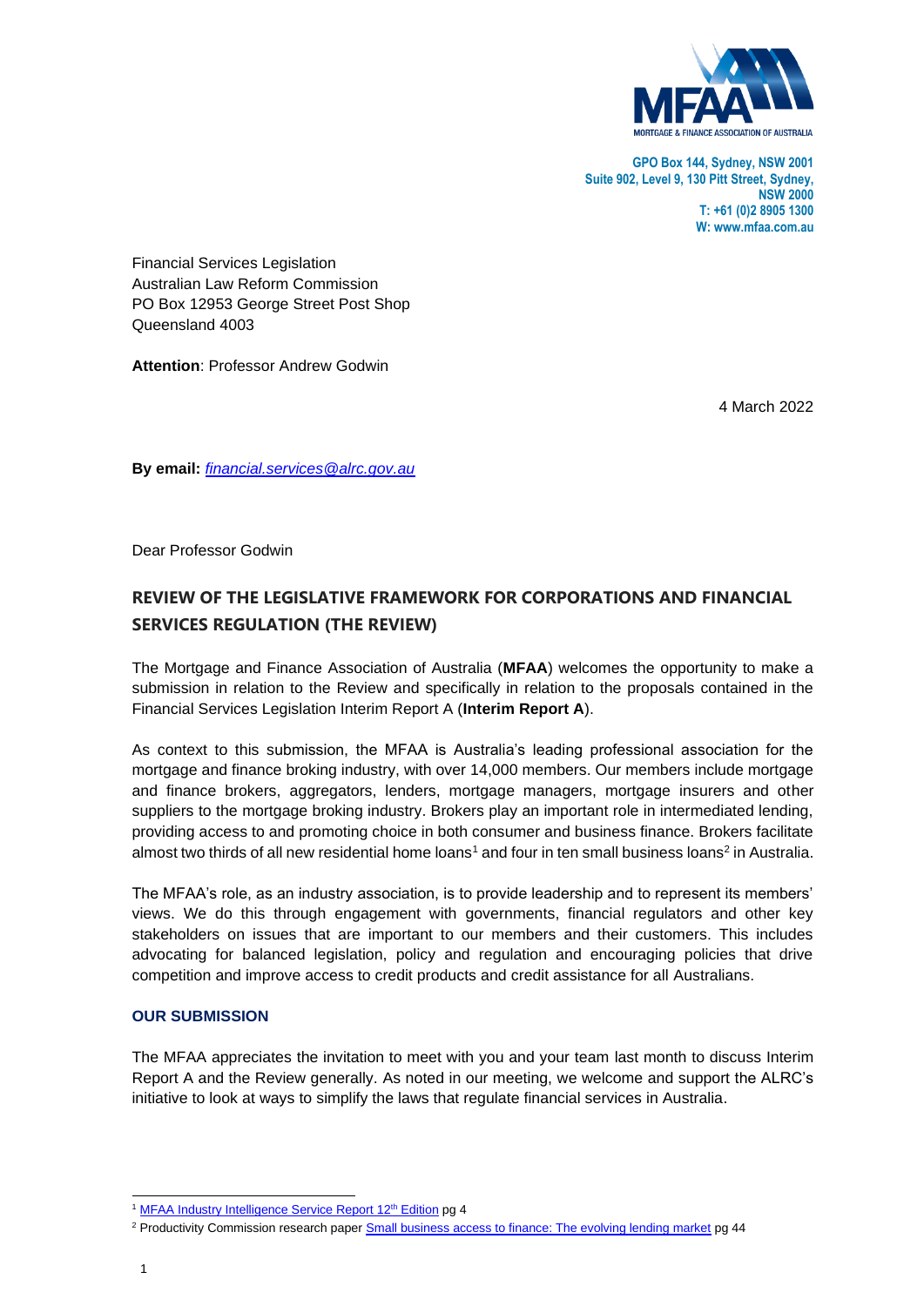MORTGAGE & FINANCE ASSOCIATION OF AUSTRALIA

**GPO Box 144, Sydney, NSW 2001**
**Suite 902, Level 9, 130 Pitt Street, Sydney, NSW 2000**
**T: +61 (0)2 8905 1300**
**W: www.mfaa.com.au**

Financial Services Legislation
Australian Law Reform Commission
PO Box 12953 George Street Post Shop
Queensland 4003

**Attention**: Professor Andrew Godwin

4 March 2022

**By email:** *[financial.services@alrc.gov.au](mailto:financial.services@alrc.gov.au)*

Dear Professor Godwin

## REVIEW OF THE LEGISLATIVE FRAMEWORK FOR CORPORATIONS AND FINANCIAL SERVICES REGULATION (THE REVIEW)

The Mortgage and Finance Association of Australia (**MFAA**) welcomes the opportunity to make a submission in relation to the Review and specifically in relation to the proposals contained in the Financial Services Legislation Interim Report A (**Interim Report A**).

As context to this submission, the MFAA is Australia's leading professional association for the mortgage and finance broking industry, with over 14,000 members. Our members include mortgage and finance brokers, aggregators, lenders, mortgage managers, mortgage insurers and other suppliers to the mortgage broking industry. Brokers play an important role in intermediated lending, providing access to and promoting choice in both consumer and business finance. Brokers facilitate almost two thirds of all new residential home loans[1] and four in ten small business loans[2] in Australia.

The MFAA's role, as an industry association, is to provide leadership and to represent its members' views. We do this through engagement with governments, financial regulators and other key stakeholders on issues that are important to our members and their customers. This includes advocating for balanced legislation, policy and regulation and encouraging policies that drive competition and improve access to credit products and credit assistance for all Australians.

### OUR SUBMISSION

The MFAA appreciates the invitation to meet with you and your team last month to discuss Interim Report A and the Review generally. As noted in our meeting, we welcome and support the ALRC's initiative to look at ways to simplify the laws that regulate financial services in Australia.

---

[1] MFAA Industry Intelligence Service Report 12th Edition pg 4

[2] Productivity Commission research paper Small business access to finance: The evolving lending market pg 44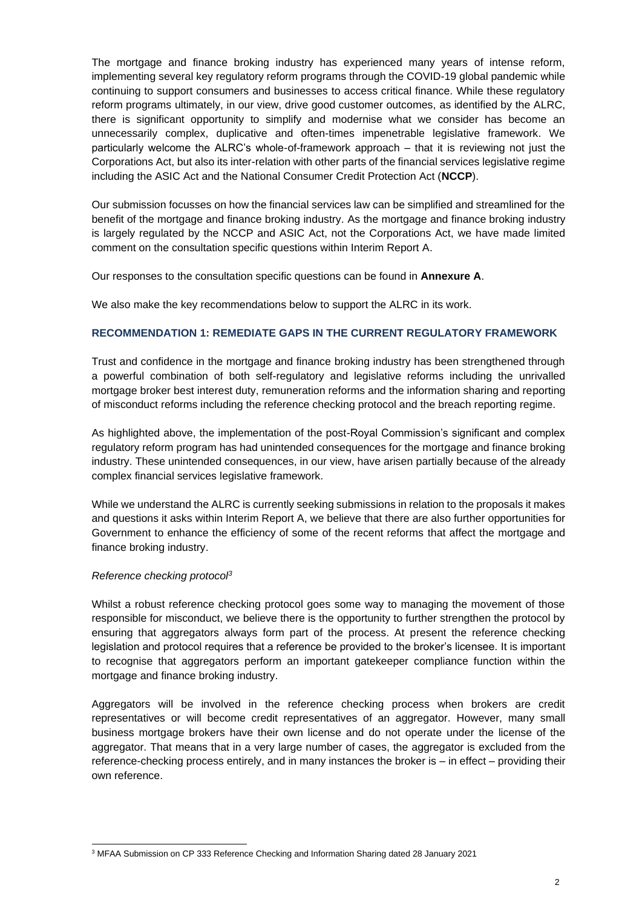The mortgage and finance broking industry has experienced many years of intense reform, implementing several key regulatory reform programs through the COVID-19 global pandemic while continuing to support consumers and businesses to access critical finance. While these regulatory reform programs ultimately, in our view, drive good customer outcomes, as identified by the ALRC, there is significant opportunity to simplify and modernise what we consider has become an unnecessarily complex, duplicative and often-times impenetrable legislative framework. We particularly welcome the ALRC's whole-of-framework approach – that it is reviewing not just the Corporations Act, but also its inter-relation with other parts of the financial services legislative regime including the ASIC Act and the National Consumer Credit Protection Act (**NCCP**).

Our submission focusses on how the financial services law can be simplified and streamlined for the benefit of the mortgage and finance broking industry. As the mortgage and finance broking industry is largely regulated by the NCCP and ASIC Act, not the Corporations Act, we have made limited comment on the consultation specific questions within Interim Report A.

Our responses to the consultation specific questions can be found in **Annexure A**.

We also make the key recommendations below to support the ALRC in its work.

## RECOMMENDATION 1: REMEDIATE GAPS IN THE CURRENT REGULATORY FRAMEWORK

Trust and confidence in the mortgage and finance broking industry has been strengthened through a powerful combination of both self-regulatory and legislative reforms including the unrivalled mortgage broker best interest duty, remuneration reforms and the information sharing and reporting of misconduct reforms including the reference checking protocol and the breach reporting regime.

As highlighted above, the implementation of the post-Royal Commission's significant and complex regulatory reform program has had unintended consequences for the mortgage and finance broking industry. These unintended consequences, in our view, have arisen partially because of the already complex financial services legislative framework.

While we understand the ALRC is currently seeking submissions in relation to the proposals it makes and questions it asks within Interim Report A, we believe that there are also further opportunities for Government to enhance the efficiency of some of the recent reforms that affect the mortgage and finance broking industry.

*Reference checking protocol*[3]

Whilst a robust reference checking protocol goes some way to managing the movement of those responsible for misconduct, we believe there is the opportunity to further strengthen the protocol by ensuring that aggregators always form part of the process. At present the reference checking legislation and protocol requires that a reference be provided to the broker's licensee. It is important to recognise that aggregators perform an important gatekeeper compliance function within the mortgage and finance broking industry.

Aggregators will be involved in the reference checking process when brokers are credit representatives or will become credit representatives of an aggregator. However, many small business mortgage brokers have their own license and do not operate under the license of the aggregator. That means that in a very large number of cases, the aggregator is excluded from the reference-checking process entirely, and in many instances the broker is – in effect – providing their own reference.

[3] MFAA Submission on CP 333 Reference Checking and Information Sharing dated 28 January 2021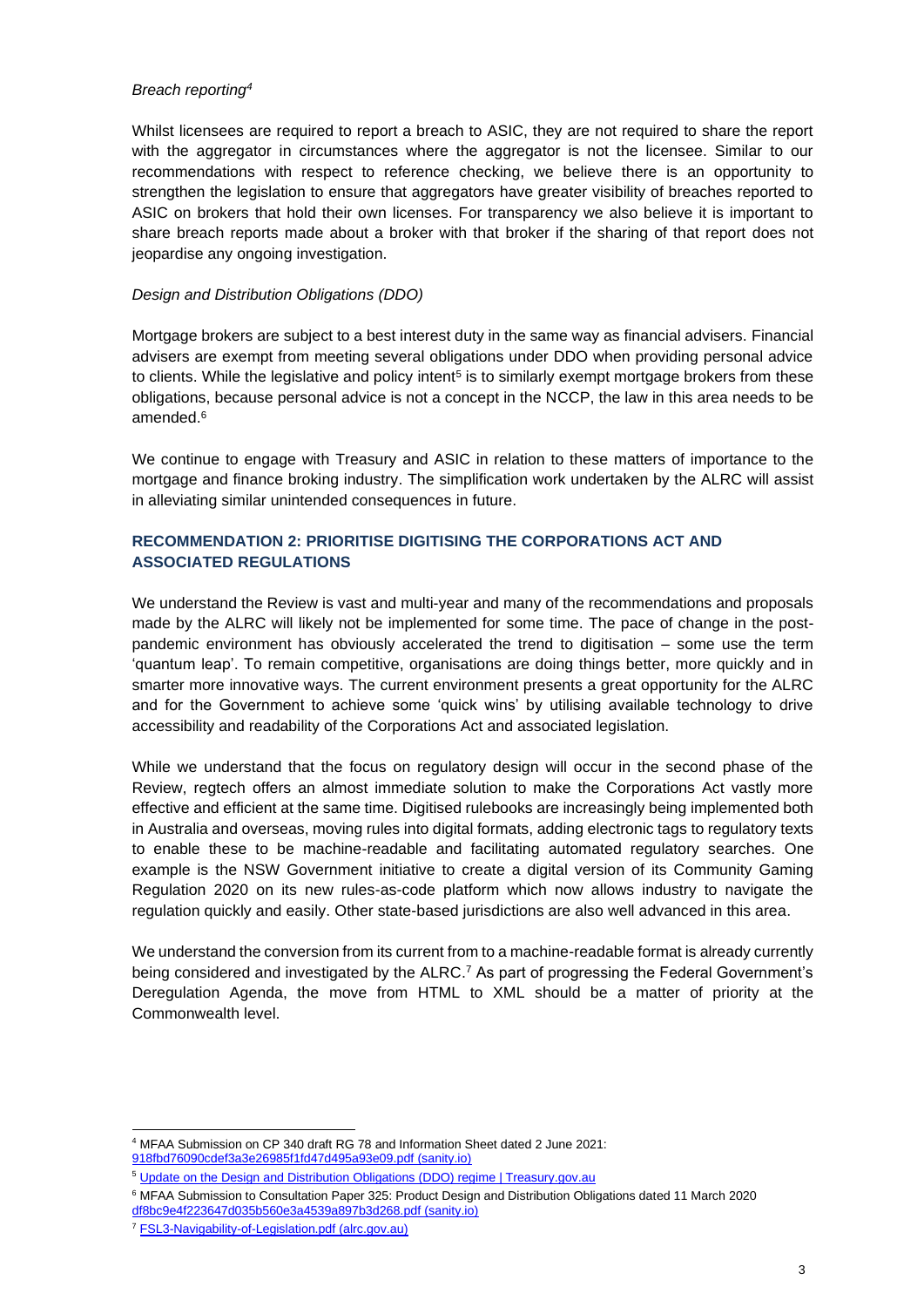*Breach reporting[4]*

Whilst licensees are required to report a breach to ASIC, they are not required to share the report with the aggregator in circumstances where the aggregator is not the licensee. Similar to our recommendations with respect to reference checking, we believe there is an opportunity to strengthen the legislation to ensure that aggregators have greater visibility of breaches reported to ASIC on brokers that hold their own licenses. For transparency we also believe it is important to share breach reports made about a broker with that broker if the sharing of that report does not jeopardise any ongoing investigation.

*Design and Distribution Obligations (DDO)*

Mortgage brokers are subject to a best interest duty in the same way as financial advisers. Financial advisers are exempt from meeting several obligations under DDO when providing personal advice to clients. While the legislative and policy intent[5] is to similarly exempt mortgage brokers from these obligations, because personal advice is not a concept in the NCCP, the law in this area needs to be amended.[6]

We continue to engage with Treasury and ASIC in relation to these matters of importance to the mortgage and finance broking industry. The simplification work undertaken by the ALRC will assist in alleviating similar unintended consequences in future.

## RECOMMENDATION 2: PRIORITISE DIGITISING THE CORPORATIONS ACT AND ASSOCIATED REGULATIONS

We understand the Review is vast and multi-year and many of the recommendations and proposals made by the ALRC will likely not be implemented for some time. The pace of change in the post-pandemic environment has obviously accelerated the trend to digitisation – some use the term 'quantum leap'. To remain competitive, organisations are doing things better, more quickly and in smarter more innovative ways. The current environment presents a great opportunity for the ALRC and for the Government to achieve some 'quick wins' by utilising available technology to drive accessibility and readability of the Corporations Act and associated legislation.

While we understand that the focus on regulatory design will occur in the second phase of the Review, regtech offers an almost immediate solution to make the Corporations Act vastly more effective and efficient at the same time. Digitised rulebooks are increasingly being implemented both in Australia and overseas, moving rules into digital formats, adding electronic tags to regulatory texts to enable these to be machine-readable and facilitating automated regulatory searches. One example is the NSW Government initiative to create a digital version of its Community Gaming Regulation 2020 on its new rules-as-code platform which now allows industry to navigate the regulation quickly and easily. Other state-based jurisdictions are also well advanced in this area.

We understand the conversion from its current from to a machine-readable format is already currently being considered and investigated by the ALRC.[7] As part of progressing the Federal Government's Deregulation Agenda, the move from HTML to XML should be a matter of priority at the Commonwealth level.

---

[4] MFAA Submission on CP 340 draft RG 78 and Information Sheet dated 2 June 2021: 918fbd76090cdef3a3e26985f1fd47d495a93e09.pdf (sanity.io)

[5] Update on the Design and Distribution Obligations (DDO) regime | Treasury.gov.au

[6] MFAA Submission to Consultation Paper 325: Product Design and Distribution Obligations dated 11 March 2020 df8bc9e4f223647d035b560e3a4539a897b3d268.pdf (sanity.io)

[7] FSL3-Navigability-of-Legislation.pdf (alrc.gov.au)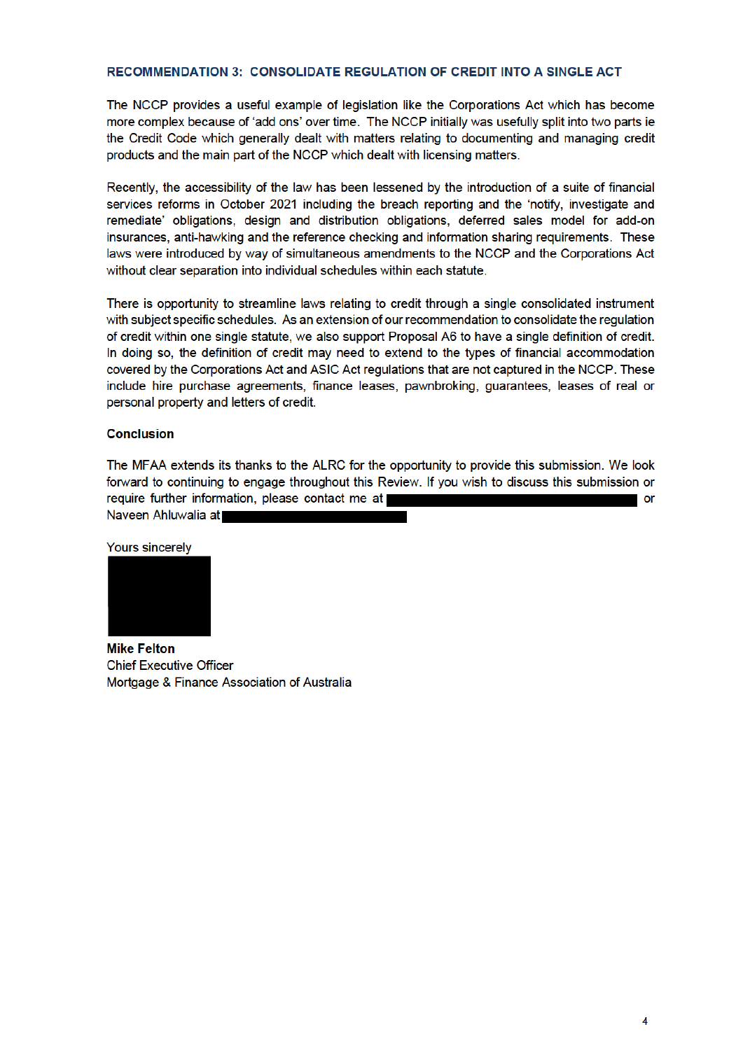## RECOMMENDATION 3: CONSOLIDATE REGULATION OF CREDIT INTO A SINGLE ACT

The NCCP provides a useful example of legislation like the Corporations Act which has become more complex because of 'add ons' over time. The NCCP initially was usefully split into two parts ie the Credit Code which generally dealt with matters relating to documenting and managing credit products and the main part of the NCCP which dealt with licensing matters.

Recently, the accessibility of the law has been lessened by the introduction of a suite of financial services reforms in October 2021 including the breach reporting and the 'notify, investigate and remediate' obligations, design and distribution obligations, deferred sales model for add-on insurances, anti-hawking and the reference checking and information sharing requirements. These laws were introduced by way of simultaneous amendments to the NCCP and the Corporations Act without clear separation into individual schedules within each statute.

There is opportunity to streamline laws relating to credit through a single consolidated instrument with subject specific schedules. As an extension of our recommendation to consolidate the regulation of credit within one single statute, we also support Proposal A6 to have a single definition of credit. In doing so, the definition of credit may need to extend to the types of financial accommodation covered by the Corporations Act and ASIC Act regulations that are not captured in the NCCP. These include hire purchase agreements, finance leases, pawnbroking, guarantees, leases of real or personal property and letters of credit.

**Conclusion**

The MFAA extends its thanks to the ALRC for the opportunity to provide this submission. We look forward to continuing to engage throughout this Review. If you wish to discuss this submission or require further information, please contact me at [redacted] or Naveen Ahluwalia at [redacted]

Yours sincerely

[redacted]

**Mike Felton**
Chief Executive Officer
Mortgage & Finance Association of Australia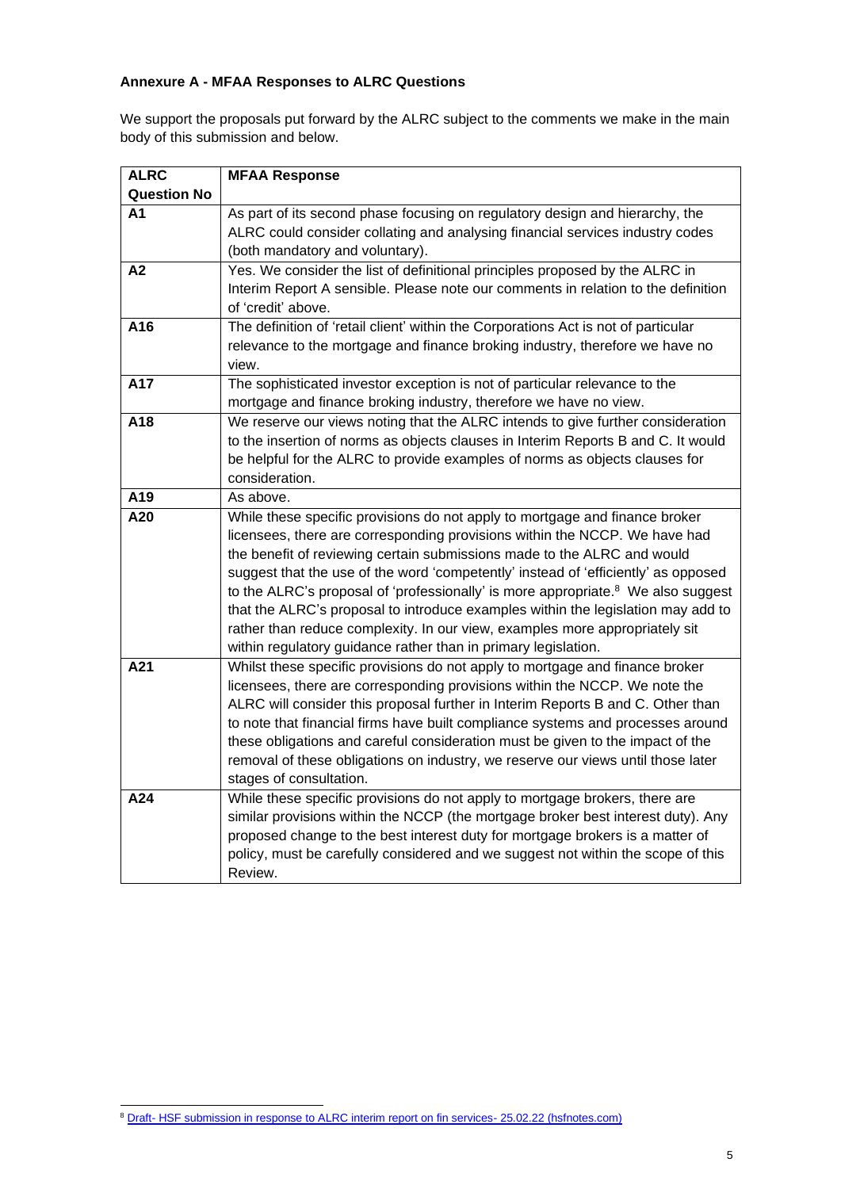**Annexure A - MFAA Responses to ALRC Questions**

We support the proposals put forward by the ALRC subject to the comments we make in the main body of this submission and below.

| ALRC Question No | MFAA Response |
|---|---|
| **A1** | As part of its second phase focusing on regulatory design and hierarchy, the ALRC could consider collating and analysing financial services industry codes (both mandatory and voluntary). |
| **A2** | Yes. We consider the list of definitional principles proposed by the ALRC in Interim Report A sensible. Please note our comments in relation to the definition of 'credit' above. |
| **A16** | The definition of 'retail client' within the Corporations Act is not of particular relevance to the mortgage and finance broking industry, therefore we have no view. |
| **A17** | The sophisticated investor exception is not of particular relevance to the mortgage and finance broking industry, therefore we have no view. |
| **A18** | We reserve our views noting that the ALRC intends to give further consideration to the insertion of norms as objects clauses in Interim Reports B and C. It would be helpful for the ALRC to provide examples of norms as objects clauses for consideration. |
| **A19** | As above. |
| **A20** | While these specific provisions do not apply to mortgage and finance broker licensees, there are corresponding provisions within the NCCP. We have had the benefit of reviewing certain submissions made to the ALRC and would suggest that the use of the word 'competently' instead of 'efficiently' as opposed to the ALRC's proposal of 'professionally' is more appropriate.[8] We also suggest that the ALRC's proposal to introduce examples within the legislation may add to rather than reduce complexity. In our view, examples more appropriately sit within regulatory guidance rather than in primary legislation. |
| **A21** | Whilst these specific provisions do not apply to mortgage and finance broker licensees, there are corresponding provisions within the NCCP. We note the ALRC will consider this proposal further in Interim Reports B and C. Other than to note that financial firms have built compliance systems and processes around these obligations and careful consideration must be given to the impact of the removal of these obligations on industry, we reserve our views until those later stages of consultation. |
| **A24** | While these specific provisions do not apply to mortgage brokers, there are similar provisions within the NCCP (the mortgage broker best interest duty). Any proposed change to the best interest duty for mortgage brokers is a matter of policy, must be carefully considered and we suggest not within the scope of this Review. |

[8] Draft- HSF submission in response to ALRC interim report on fin services- 25.02.22 (hsfnotes.com)